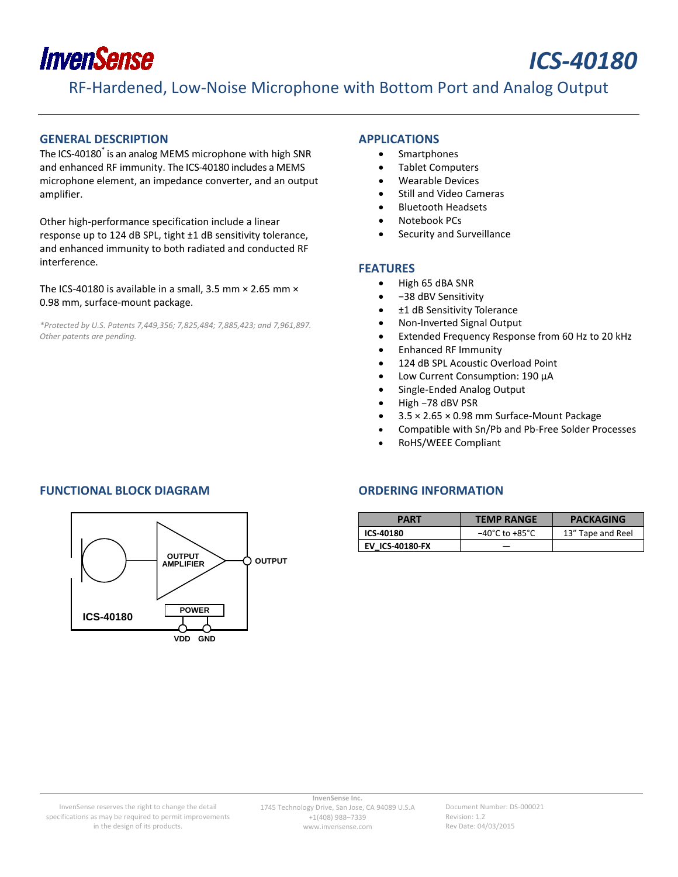# ICS-40180

## RF-Hardened, Low-Noise Microphone with Bottom Port and Analog Output

## GENERAL DESCRIPTION

The ICS-40180* is an analog MEMS microphone with high SNR and enhanced RF immunity. The ICS-40180 includes a MEMS microphone element, an impedance converter, and an output amplifier.

Other high-performance specification include a linear response up to 124 dB SPL, tight ±1 dB sensitivity tolerance, and enhanced immunity to both radiated and conducted RF interference.

The ICS-40180 is available in a small, 3.5 mm × 2.65 mm × 0.98 mm, surface-mount package.

*\*Protected by U.S. Patents 7,449,356; 7,825,484; 7,885,423; and 7,961,897. Other patents are pending.*

## APPLICATIONS

- Smartphones
- Tablet Computers
- Wearable Devices
- Still and Video Cameras
- Bluetooth Headsets
- Notebook PCs
- Security and Surveillance

## FEATURES

- High 65 dBA SNR
- −38 dBV Sensitivity
- ±1 dB Sensitivity Tolerance
- Non-Inverted Signal Output
- Extended Frequency Response from 60 Hz to 20 kHz
- Enhanced RF Immunity
- 124 dB SPL Acoustic Overload Point
- Low Current Consumption: 190 µA
- Single-Ended Analog Output
- High −78 dBV PSR
- 3.5 × 2.65 × 0.98 mm Surface-Mount Package
- Compatible with Sn/Pb and Pb-Free Solder Processes
- RoHS/WEEE Compliant

## FUNCTIONAL BLOCK DIAGRAM

OUTPUT AMPLIFIER, OUTPUT, POWER, ICS-40180, VDD, GND

## ORDERING INFORMATION

| PART | TEMP RANGE | PACKAGING |
|---|---|---|
| **ICS-40180** | −40°C to +85°C | 13” Tape and Reel |
| **EV_ICS-40180-FX** | — | |

InvenSense reserves the right to change the detail specifications as may be required to permit improvements in the design of its products.

**InvenSense Inc.**
1745 Technology Drive, San Jose, CA 94089 U.S.A
+1(408) 988–7339
www.invensense.com

Document Number: DS-000021
Revision: 1.2
Rev Date: 04/03/2015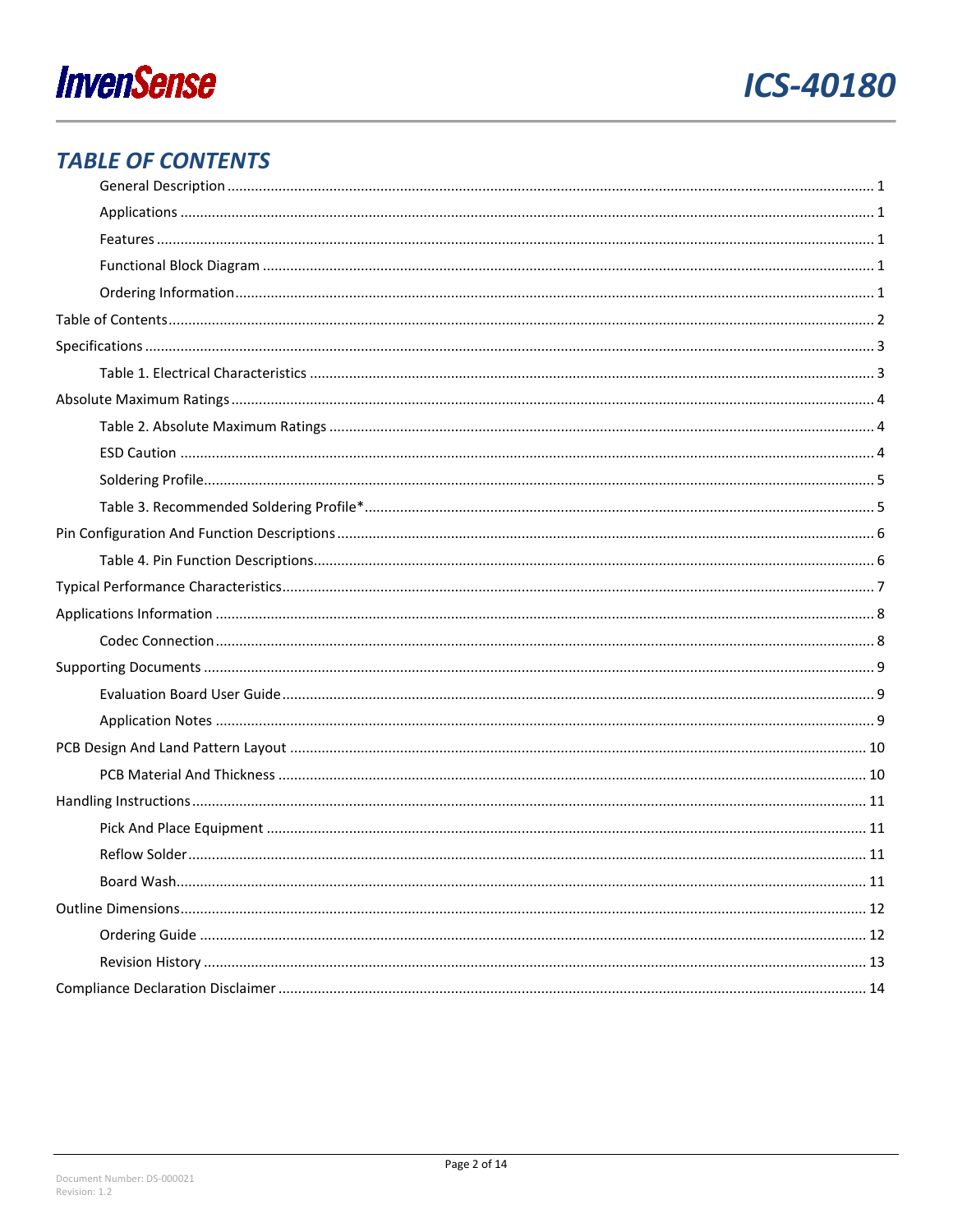## TABLE OF CONTENTS

- General Description ........ 1
- Applications ........ 1
- Features ........ 1
- Functional Block Diagram ........ 1
- Ordering Information ........ 1

Table of Contents ........ 2

Specifications ........ 3

- Table 1. Electrical Characteristics ........ 3

Absolute Maximum Ratings ........ 4

- Table 2. Absolute Maximum Ratings ........ 4
- ESD Caution ........ 4
- Soldering Profile ........ 5
- Table 3. Recommended Soldering Profile* ........ 5

Pin Configuration And Function Descriptions ........ 6

- Table 4. Pin Function Descriptions ........ 6

Typical Performance Characteristics ........ 7

Applications Information ........ 8

- Codec Connection ........ 8

Supporting Documents ........ 9

- Evaluation Board User Guide ........ 9
- Application Notes ........ 9

PCB Design And Land Pattern Layout ........ 10

- PCB Material And Thickness ........ 10

Handling Instructions ........ 11

- Pick And Place Equipment ........ 11
- Reflow Solder ........ 11
- Board Wash ........ 11

Outline Dimensions ........ 12

- Ordering Guide ........ 12
- Revision History ........ 13

Compliance Declaration Disclaimer ........ 14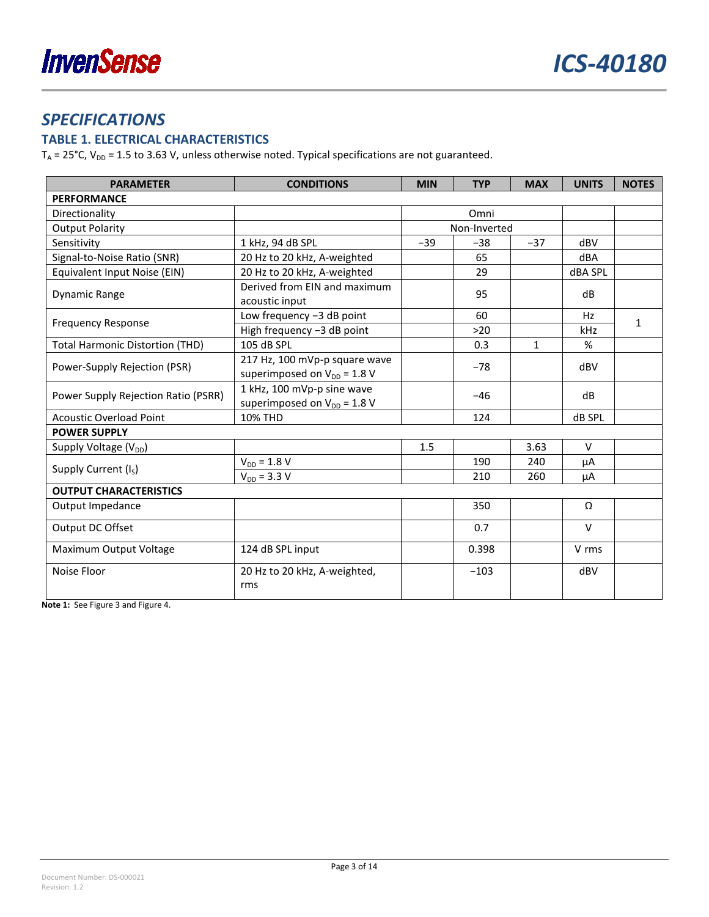## SPECIFICATIONS

### TABLE 1. ELECTRICAL CHARACTERISTICS

$T_A$ = 25°C, $V_{DD}$ = 1.5 to 3.63 V, unless otherwise noted. Typical specifications are not guaranteed.

| PARAMETER | CONDITIONS | MIN | TYP | MAX | UNITS | NOTES |
|---|---|---|---|---|---|---|
| **PERFORMANCE** | | | | | | |
| Directionality | | | Omni | | | |
| Output Polarity | | | Non-Inverted | | | |
| Sensitivity | 1 kHz, 94 dB SPL | −39 | −38 | −37 | dBV | |
| Signal-to-Noise Ratio (SNR) | 20 Hz to 20 kHz, A-weighted | | 65 | | dBA | |
| Equivalent Input Noise (EIN) | 20 Hz to 20 kHz, A-weighted | | 29 | | dBA SPL | |
| Dynamic Range | Derived from EIN and maximum acoustic input | | 95 | | dB | |
| Frequency Response | Low frequency −3 dB point | | 60 | | Hz | 1 |
| | High frequency −3 dB point | | >20 | | kHz | |
| Total Harmonic Distortion (THD) | 105 dB SPL | | 0.3 | 1 | % | |
| Power-Supply Rejection (PSR) | 217 Hz, 100 mVp-p square wave superimposed on $V_{DD}$ = 1.8 V | | −78 | | dBV | |
| Power Supply Rejection Ratio (PSRR) | 1 kHz, 100 mVp-p sine wave superimposed on $V_{DD}$ = 1.8 V | | −46 | | dB | |
| Acoustic Overload Point | 10% THD | | 124 | | dB SPL | |
| **POWER SUPPLY** | | | | | | |
| Supply Voltage ($V_{DD}$) | | 1.5 | | 3.63 | V | |
| Supply Current ($I_S$) | $V_{DD}$ = 1.8 V | | 190 | 240 | µA | |
| | $V_{DD}$ = 3.3 V | | 210 | 260 | µA | |
| **OUTPUT CHARACTERISTICS** | | | | | | |
| Output Impedance | | | 350 | | Ω | |
| Output DC Offset | | | 0.7 | | V | |
| Maximum Output Voltage | 124 dB SPL input | | 0.398 | | V rms | |
| Noise Floor | 20 Hz to 20 kHz, A-weighted, rms | | −103 | | dBV | |

**Note 1:** See Figure 3 and Figure 4.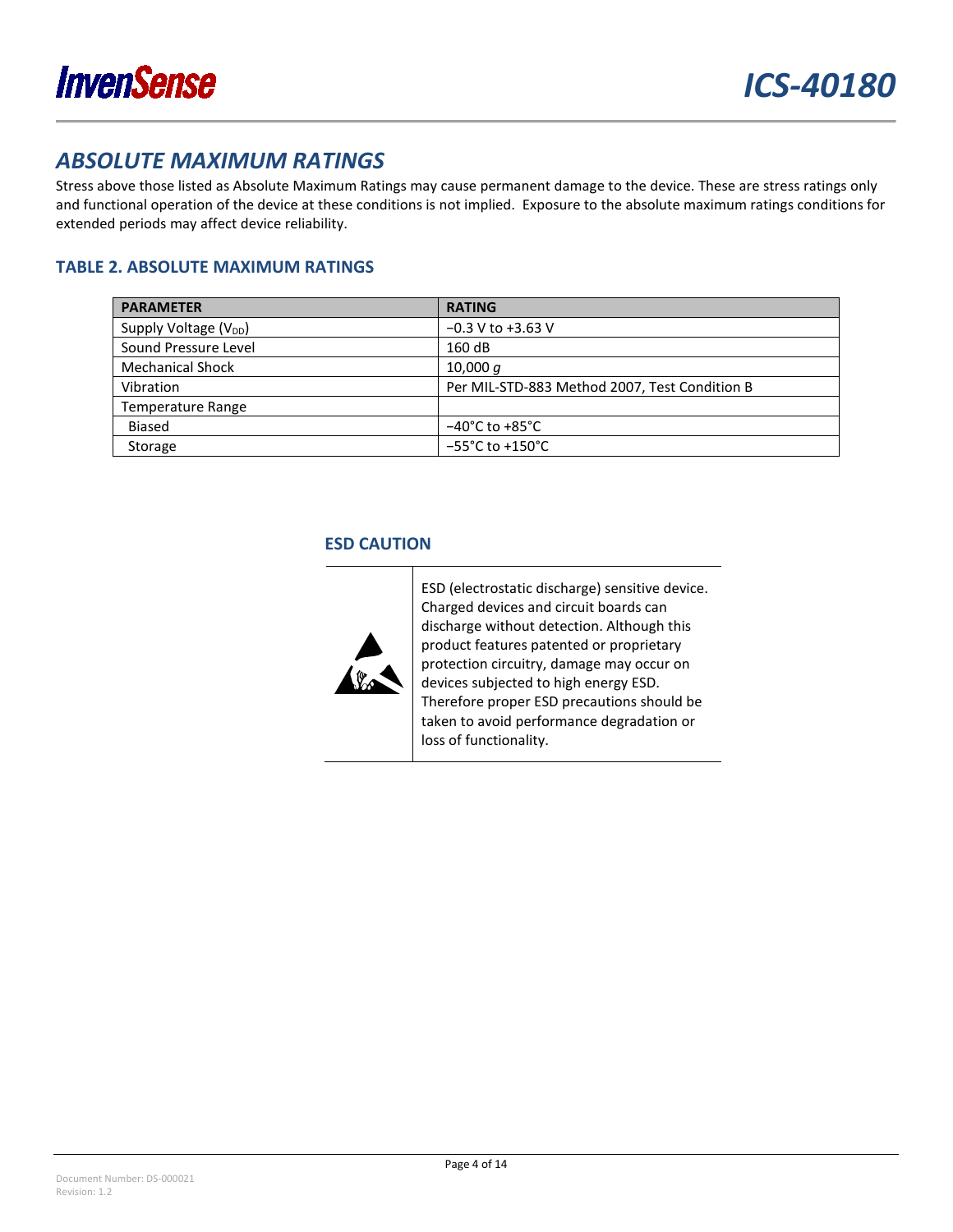## *ABSOLUTE MAXIMUM RATINGS*

Stress above those listed as Absolute Maximum Ratings may cause permanent damage to the device. These are stress ratings only and functional operation of the device at these conditions is not implied. Exposure to the absolute maximum ratings conditions for extended periods may affect device reliability.

### TABLE 2. ABSOLUTE MAXIMUM RATINGS

| PARAMETER | RATING |
|---|---|
| Supply Voltage ($V_{DD}$) | −0.3 V to +3.63 V |
| Sound Pressure Level | 160 dB |
| Mechanical Shock | 10,000 *g* |
| Vibration | Per MIL-STD-883 Method 2007, Test Condition B |
| Temperature Range | |
| Biased | −40°C to +85°C |
| Storage | −55°C to +150°C |

### ESD CAUTION

ESD (electrostatic discharge) sensitive device. Charged devices and circuit boards can discharge without detection. Although this product features patented or proprietary protection circuitry, damage may occur on devices subjected to high energy ESD. Therefore proper ESD precautions should be taken to avoid performance degradation or loss of functionality.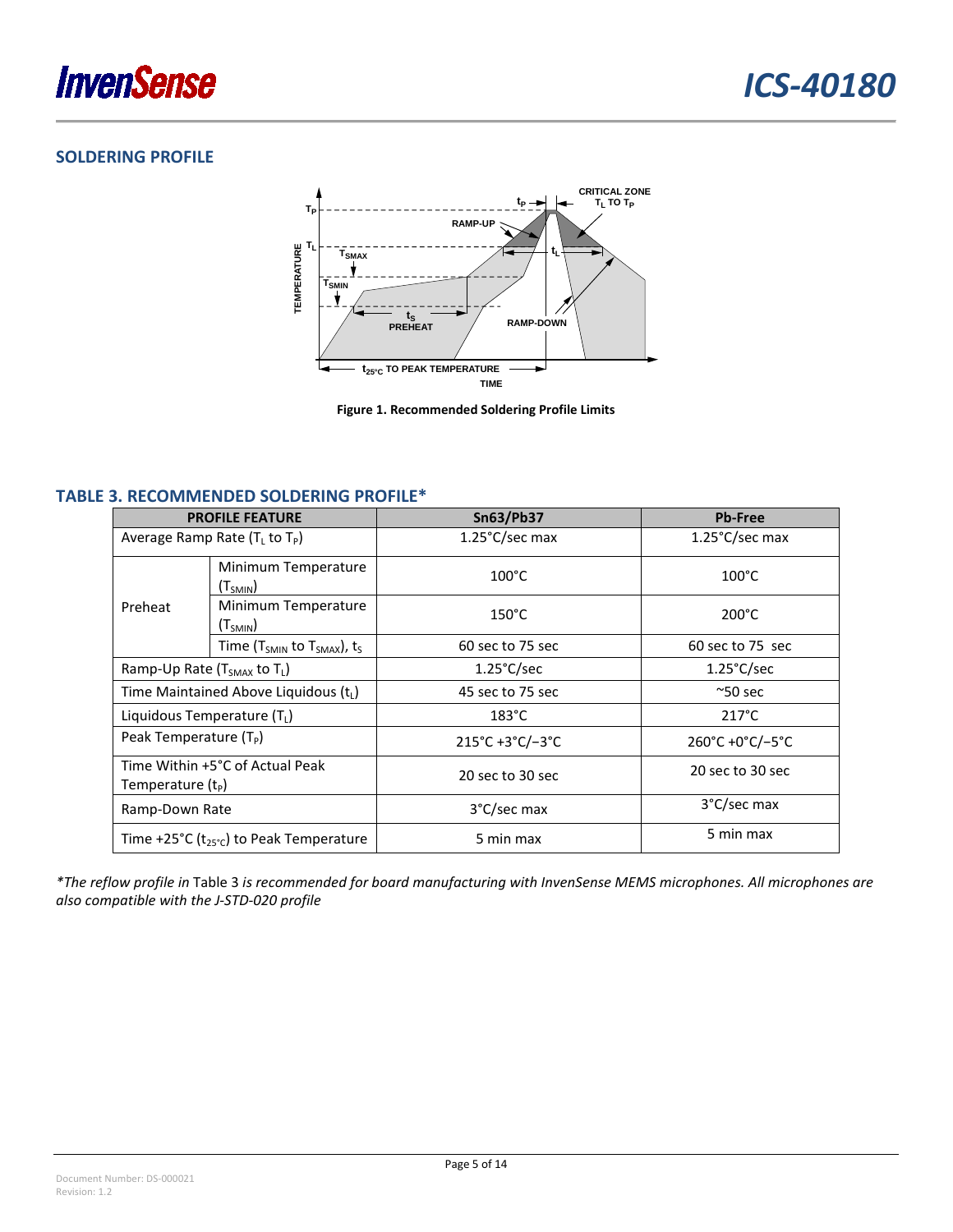## SOLDERING PROFILE

Figure 1. Recommended Soldering Profile Limits

## TABLE 3. RECOMMENDED SOLDERING PROFILE*

| PROFILE FEATURE | | Sn63/Pb37 | Pb-Free |
|---|---|---|---|
| Average Ramp Rate ($T_L$ to $T_P$) | | 1.25°C/sec max | 1.25°C/sec max |
| Preheat | Minimum Temperature ($T_{SMIN}$) | 100°C | 100°C |
| | Minimum Temperature ($T_{SMIN}$) | 150°C | 200°C |
| | Time ($T_{SMIN}$ to $T_{SMAX}$), $t_S$ | 60 sec to 75 sec | 60 sec to 75 sec |
| Ramp-Up Rate ($T_{SMAX}$ to $T_L$) | | 1.25°C/sec | 1.25°C/sec |
| Time Maintained Above Liquidous ($t_L$) | | 45 sec to 75 sec | ~50 sec |
| Liquidous Temperature ($T_L$) | | 183°C | 217°C |
| Peak Temperature ($T_P$) | | 215°C +3°C/−3°C | 260°C +0°C/−5°C |
| Time Within +5°C of Actual Peak Temperature ($t_P$) | | 20 sec to 30 sec | 20 sec to 30 sec |
| Ramp-Down Rate | | 3°C/sec max | 3°C/sec max |
| Time +25°C ($t_{25°C}$) to Peak Temperature | | 5 min max | 5 min max |

*\*The reflow profile in* Table 3 *is recommended for board manufacturing with InvenSense MEMS microphones. All microphones are also compatible with the J-STD-020 profile*

Document Number: DS-000021
Revision: 1.2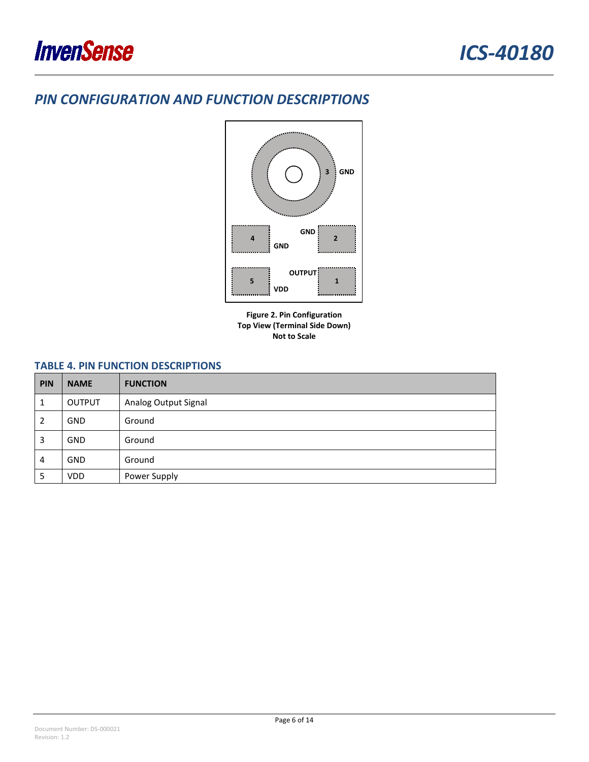# PIN CONFIGURATION AND FUNCTION DESCRIPTIONS

**Figure 2. Pin Configuration**
**Top View (Terminal Side Down)**
**Not to Scale**

## TABLE 4. PIN FUNCTION DESCRIPTIONS

| PIN | NAME | FUNCTION |
|---|---|---|
| 1 | OUTPUT | Analog Output Signal |
| 2 | GND | Ground |
| 3 | GND | Ground |
| 4 | GND | Ground |
| 5 | VDD | Power Supply |

Document Number: DS-000021
Revision: 1.2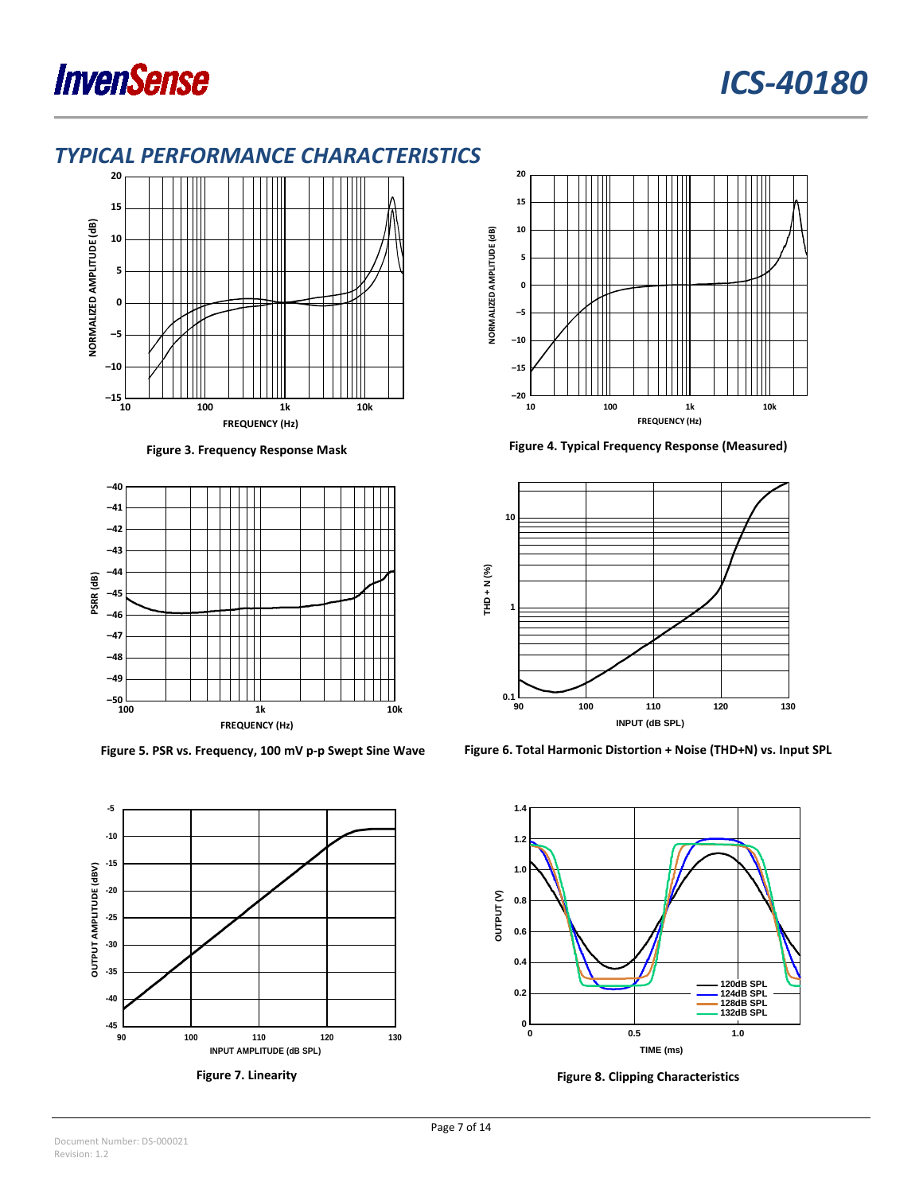## TYPICAL PERFORMANCE CHARACTERISTICS

Figure 3. Frequency Response Mask

Figure 4. Typical Frequency Response (Measured)

Figure 5. PSR vs. Frequency, 100 mV p-p Swept Sine Wave

Figure 6. Total Harmonic Distortion + Noise (THD+N) vs. Input SPL

Figure 7. Linearity

Figure 8. Clipping Characteristics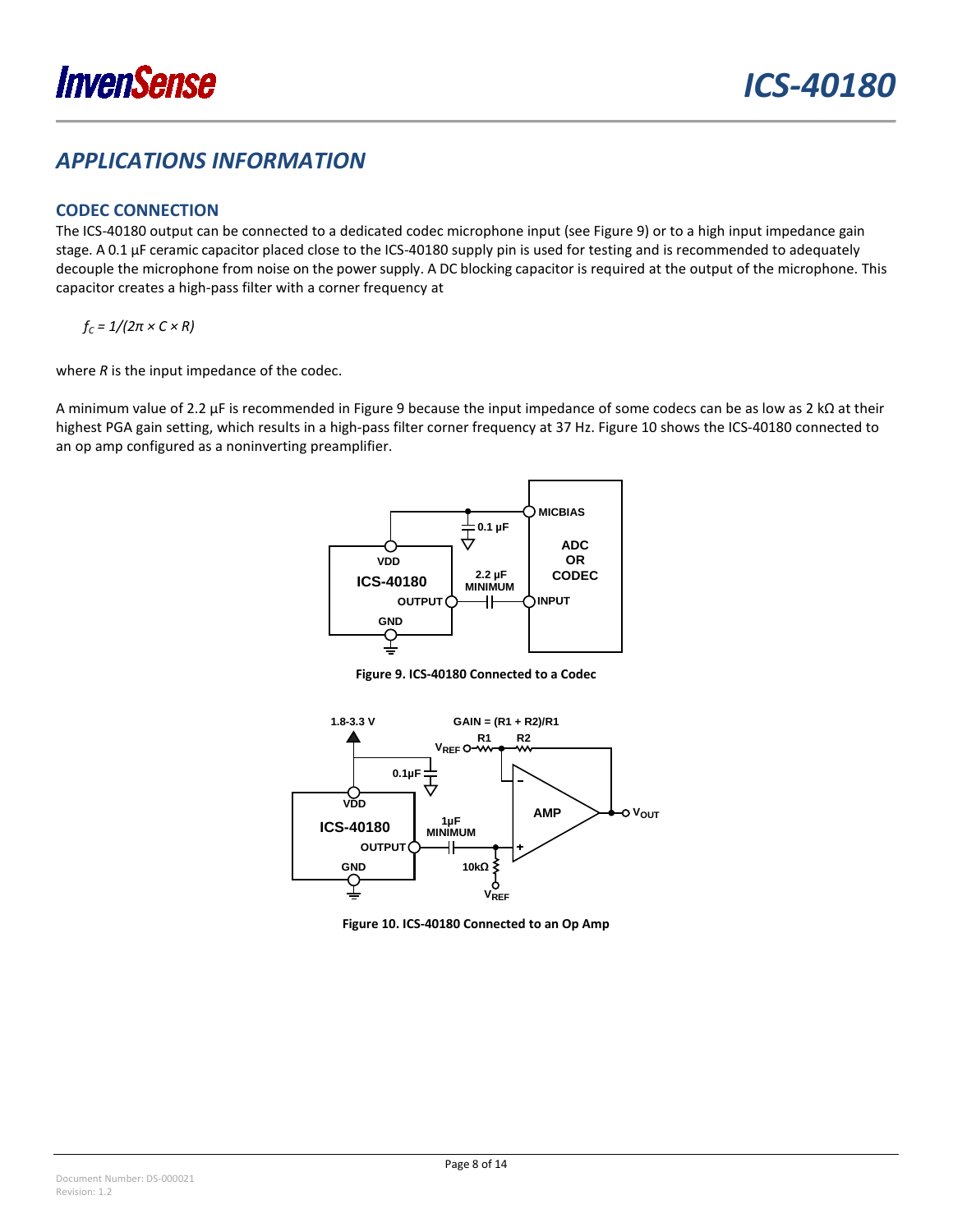# APPLICATIONS INFORMATION

## CODEC CONNECTION

The ICS-40180 output can be connected to a dedicated codec microphone input (see Figure 9) or to a high input impedance gain stage. A 0.1 µF ceramic capacitor placed close to the ICS-40180 supply pin is used for testing and is recommended to adequately decouple the microphone from noise on the power supply. A DC blocking capacitor is required at the output of the microphone. This capacitor creates a high-pass filter with a corner frequency at

$$f_C = 1/(2\pi \times C \times R)$$

where *R* is the input impedance of the codec.

A minimum value of 2.2 µF is recommended in Figure 9 because the input impedance of some codecs can be as low as 2 kΩ at their highest PGA gain setting, which results in a high-pass filter corner frequency at 37 Hz. Figure 10 shows the ICS-40180 connected to an op amp configured as a noninverting preamplifier.

**Figure 9. ICS-40180 Connected to a Codec**

**Figure 10. ICS-40180 Connected to an Op Amp**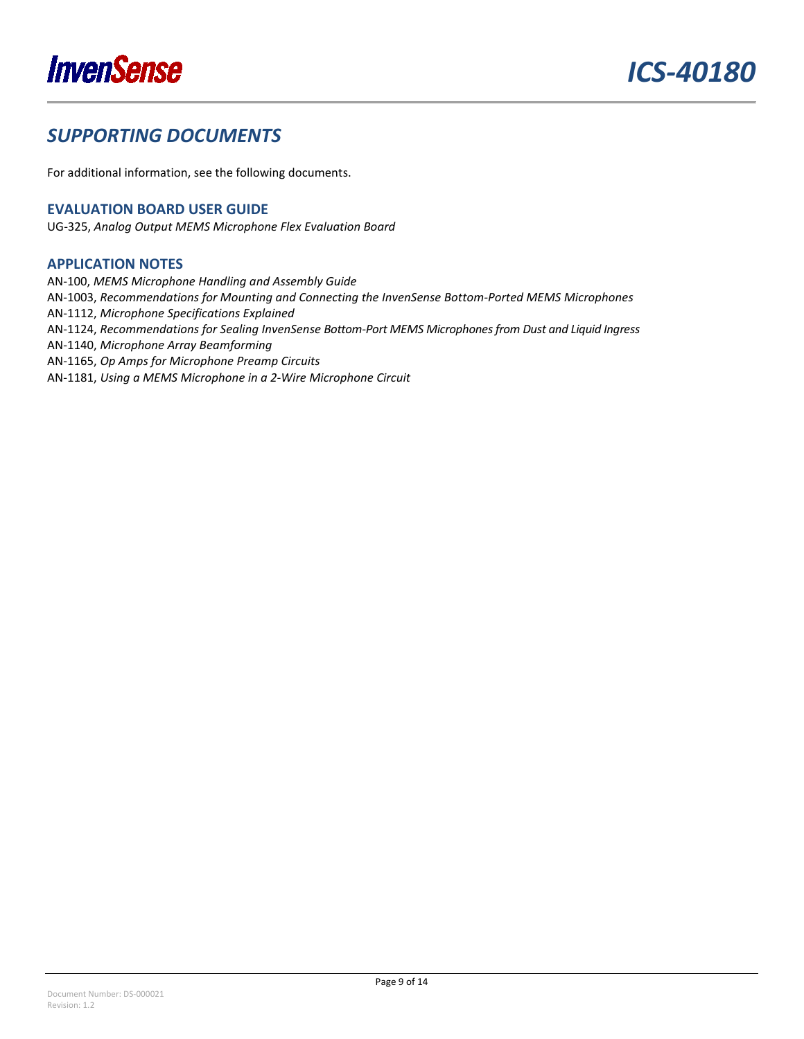## *SUPPORTING DOCUMENTS*

For additional information, see the following documents.

### EVALUATION BOARD USER GUIDE

UG-325, *Analog Output MEMS Microphone Flex Evaluation Board*

### APPLICATION NOTES

AN-100, *MEMS Microphone Handling and Assembly Guide*
AN-1003, *Recommendations for Mounting and Connecting the InvenSense Bottom-Ported MEMS Microphones*
AN-1112, *Microphone Specifications Explained*
AN-1124, *Recommendations for Sealing InvenSense Bottom-Port MEMS Microphones from Dust and Liquid Ingress*
AN-1140, *Microphone Array Beamforming*
AN-1165, *Op Amps for Microphone Preamp Circuits*
AN-1181, *Using a MEMS Microphone in a 2-Wire Microphone Circuit*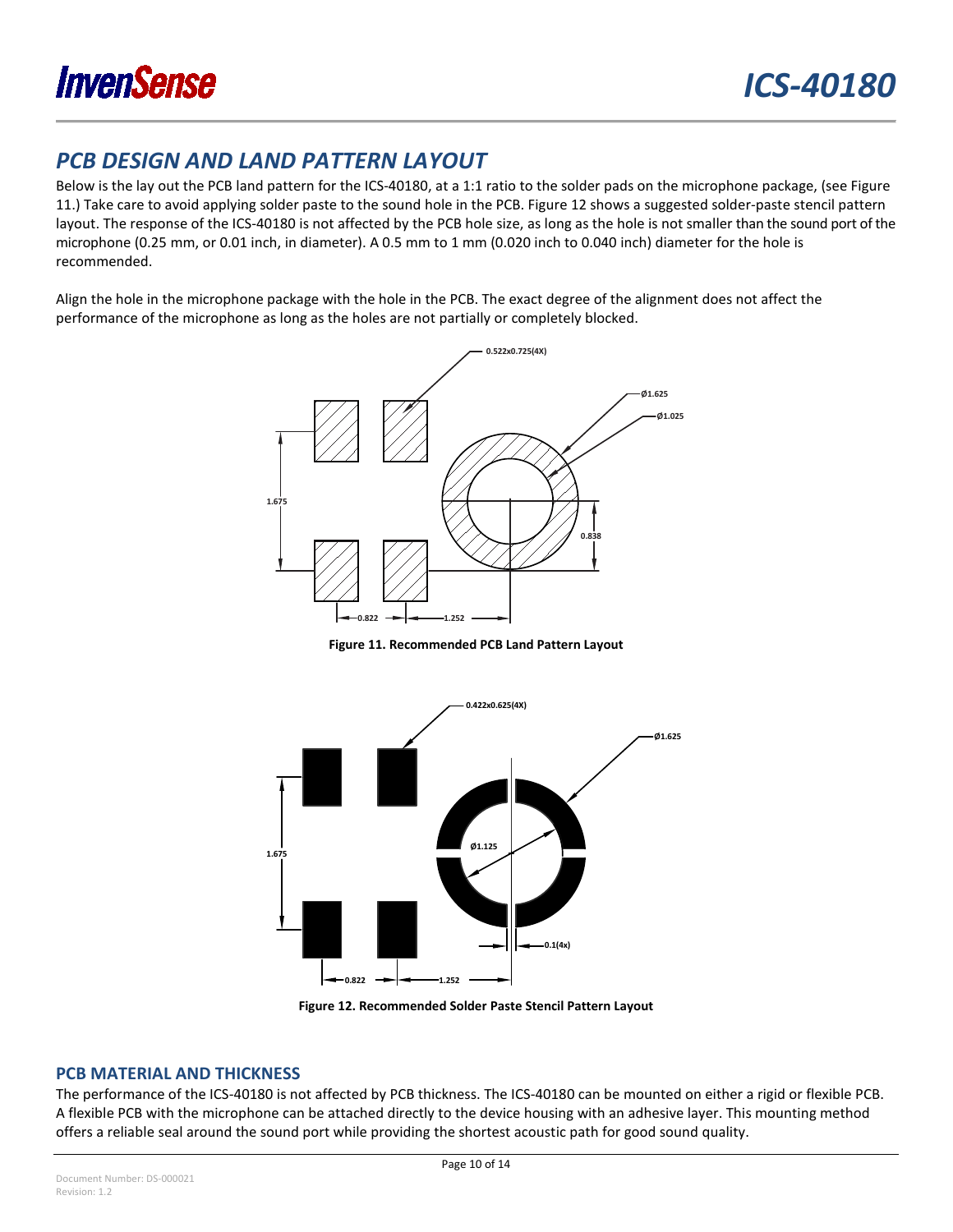## PCB DESIGN AND LAND PATTERN LAYOUT

Below is the lay out the PCB land pattern for the ICS-40180, at a 1:1 ratio to the solder pads on the microphone package, (see Figure 11.) Take care to avoid applying solder paste to the sound hole in the PCB. Figure 12 shows a suggested solder-paste stencil pattern layout. The response of the ICS-40180 is not affected by the PCB hole size, as long as the hole is not smaller than the sound port of the microphone (0.25 mm, or 0.01 inch, in diameter). A 0.5 mm to 1 mm (0.020 inch to 0.040 inch) diameter for the hole is recommended.

Align the hole in the microphone package with the hole in the PCB. The exact degree of the alignment does not affect the performance of the microphone as long as the holes are not partially or completely blocked.

**Figure 11. Recommended PCB Land Pattern Layout**

**Figure 12. Recommended Solder Paste Stencil Pattern Layout**

### PCB MATERIAL AND THICKNESS

The performance of the ICS-40180 is not affected by PCB thickness. The ICS-40180 can be mounted on either a rigid or flexible PCB. A flexible PCB with the microphone can be attached directly to the device housing with an adhesive layer. This mounting method offers a reliable seal around the sound port while providing the shortest acoustic path for good sound quality.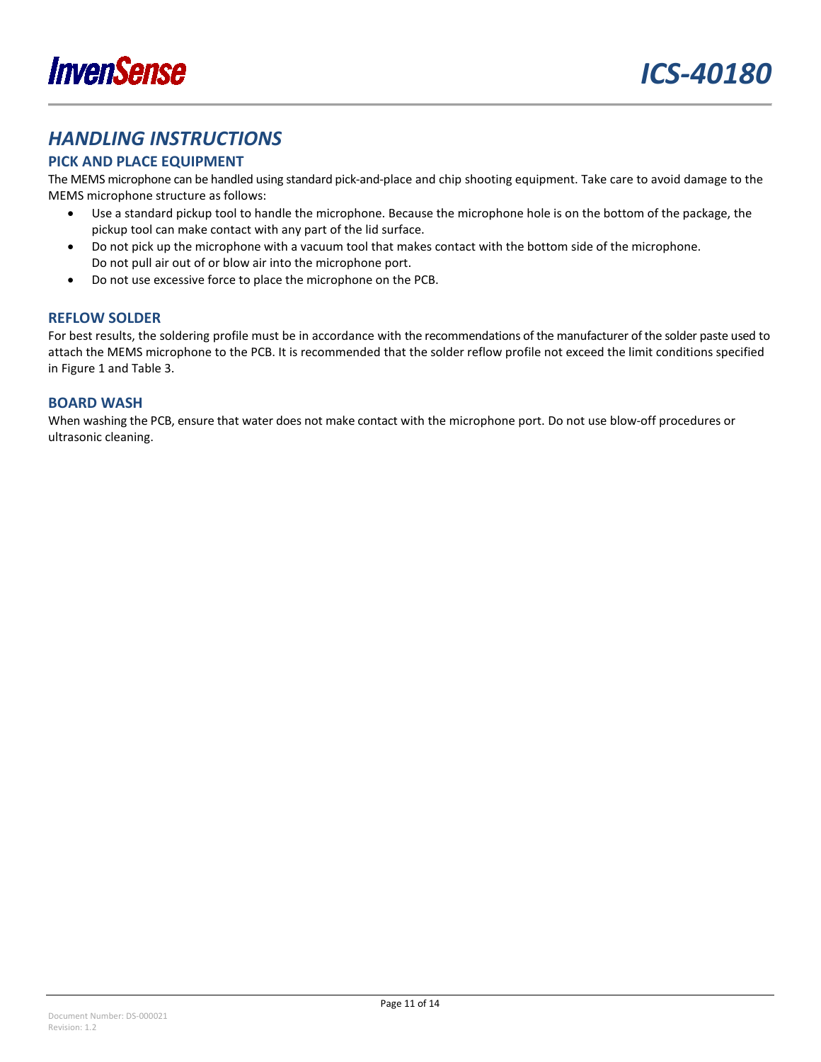# HANDLING INSTRUCTIONS

## PICK AND PLACE EQUIPMENT

The MEMS microphone can be handled using standard pick-and-place and chip shooting equipment. Take care to avoid damage to the MEMS microphone structure as follows:

- Use a standard pickup tool to handle the microphone. Because the microphone hole is on the bottom of the package, the pickup tool can make contact with any part of the lid surface.
- Do not pick up the microphone with a vacuum tool that makes contact with the bottom side of the microphone. Do not pull air out of or blow air into the microphone port.
- Do not use excessive force to place the microphone on the PCB.

## REFLOW SOLDER

For best results, the soldering profile must be in accordance with the recommendations of the manufacturer of the solder paste used to attach the MEMS microphone to the PCB. It is recommended that the solder reflow profile not exceed the limit conditions specified in Figure 1 and Table 3.

## BOARD WASH

When washing the PCB, ensure that water does not make contact with the microphone port. Do not use blow-off procedures or ultrasonic cleaning.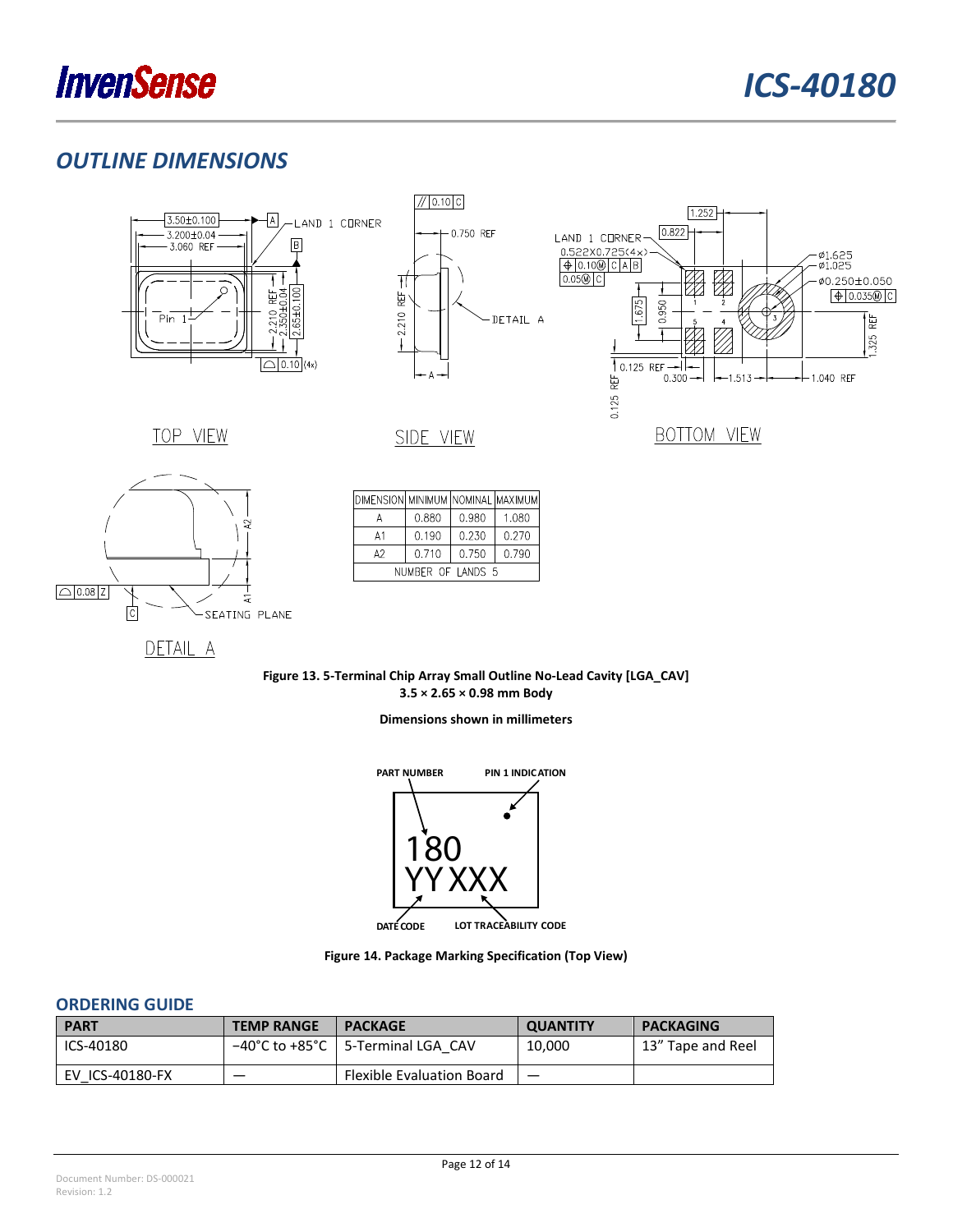## OUTLINE DIMENSIONS

| DIMENSION | MINIMUM | NOMINAL | MAXIMUM |
|---|---|---|---|
| A | 0.880 | 0.980 | 1.080 |
| A1 | 0.190 | 0.230 | 0.270 |
| A2 | 0.710 | 0.750 | 0.790 |
| NUMBER OF LANDS 5 | | | |

**Figure 13. 5-Terminal Chip Array Small Outline No-Lead Cavity [LGA_CAV]**
**3.5 × 2.65 × 0.98 mm Body**

**Dimensions shown in millimeters**

**Figure 14. Package Marking Specification (Top View)**

## ORDERING GUIDE

| PART | TEMP RANGE | PACKAGE | QUANTITY | PACKAGING |
|---|---|---|---|---|
| ICS-40180 | −40°C to +85°C | 5-Terminal LGA_CAV | 10,000 | 13” Tape and Reel |
| EV_ICS-40180-FX | — | Flexible Evaluation Board | — | |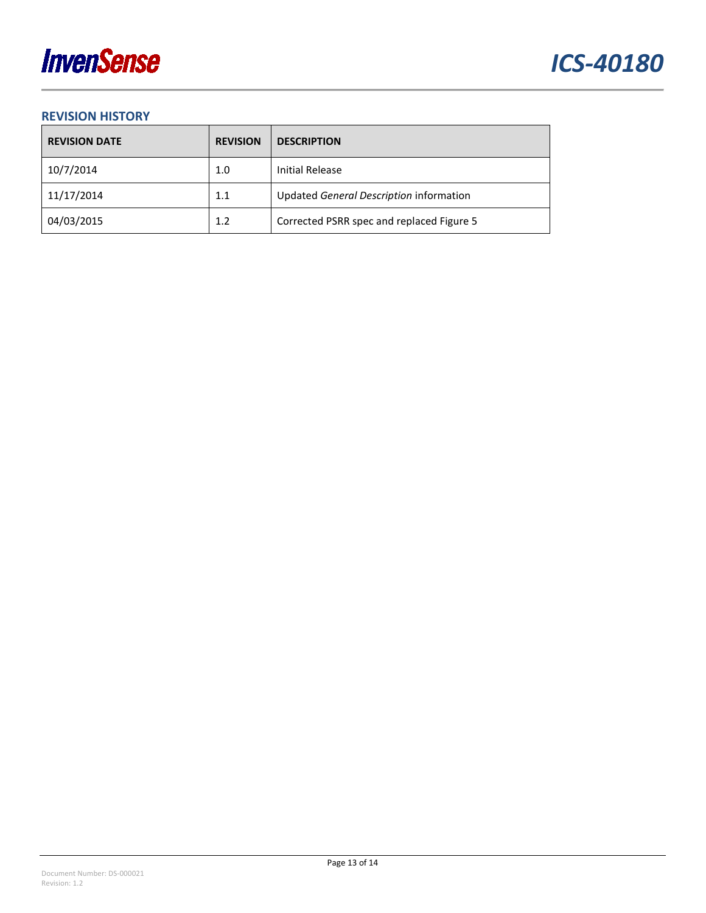## REVISION HISTORY

| REVISION DATE | REVISION | DESCRIPTION |
|---|---|---|
| 10/7/2014 | 1.0 | Initial Release |
| 11/17/2014 | 1.1 | Updated *General Description* information |
| 04/03/2015 | 1.2 | Corrected PSRR spec and replaced Figure 5 |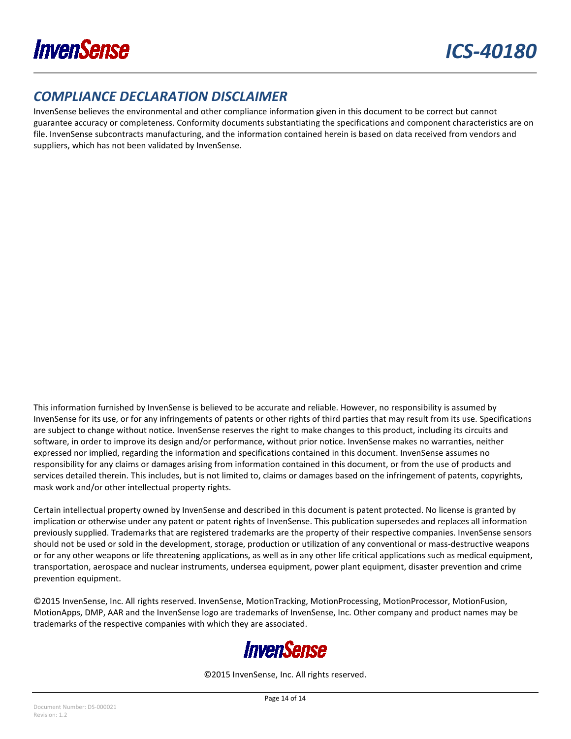## COMPLIANCE DECLARATION DISCLAIMER

InvenSense believes the environmental and other compliance information given in this document to be correct but cannot guarantee accuracy or completeness. Conformity documents substantiating the specifications and component characteristics are on file. InvenSense subcontracts manufacturing, and the information contained herein is based on data received from vendors and suppliers, which has not been validated by InvenSense.

This information furnished by InvenSense is believed to be accurate and reliable. However, no responsibility is assumed by InvenSense for its use, or for any infringements of patents or other rights of third parties that may result from its use. Specifications are subject to change without notice. InvenSense reserves the right to make changes to this product, including its circuits and software, in order to improve its design and/or performance, without prior notice. InvenSense makes no warranties, neither expressed nor implied, regarding the information and specifications contained in this document. InvenSense assumes no responsibility for any claims or damages arising from information contained in this document, or from the use of products and services detailed therein. This includes, but is not limited to, claims or damages based on the infringement of patents, copyrights, mask work and/or other intellectual property rights.

Certain intellectual property owned by InvenSense and described in this document is patent protected. No license is granted by implication or otherwise under any patent or patent rights of InvenSense. This publication supersedes and replaces all information previously supplied. Trademarks that are registered trademarks are the property of their respective companies. InvenSense sensors should not be used or sold in the development, storage, production or utilization of any conventional or mass-destructive weapons or for any other weapons or life threatening applications, as well as in any other life critical applications such as medical equipment, transportation, aerospace and nuclear instruments, undersea equipment, power plant equipment, disaster prevention and crime prevention equipment.

©2015 InvenSense, Inc. All rights reserved. InvenSense, MotionTracking, MotionProcessing, MotionProcessor, MotionFusion, MotionApps, DMP, AAR and the InvenSense logo are trademarks of InvenSense, Inc. Other company and product names may be trademarks of the respective companies with which they are associated.

InvenSense

©2015 InvenSense, Inc. All rights reserved.